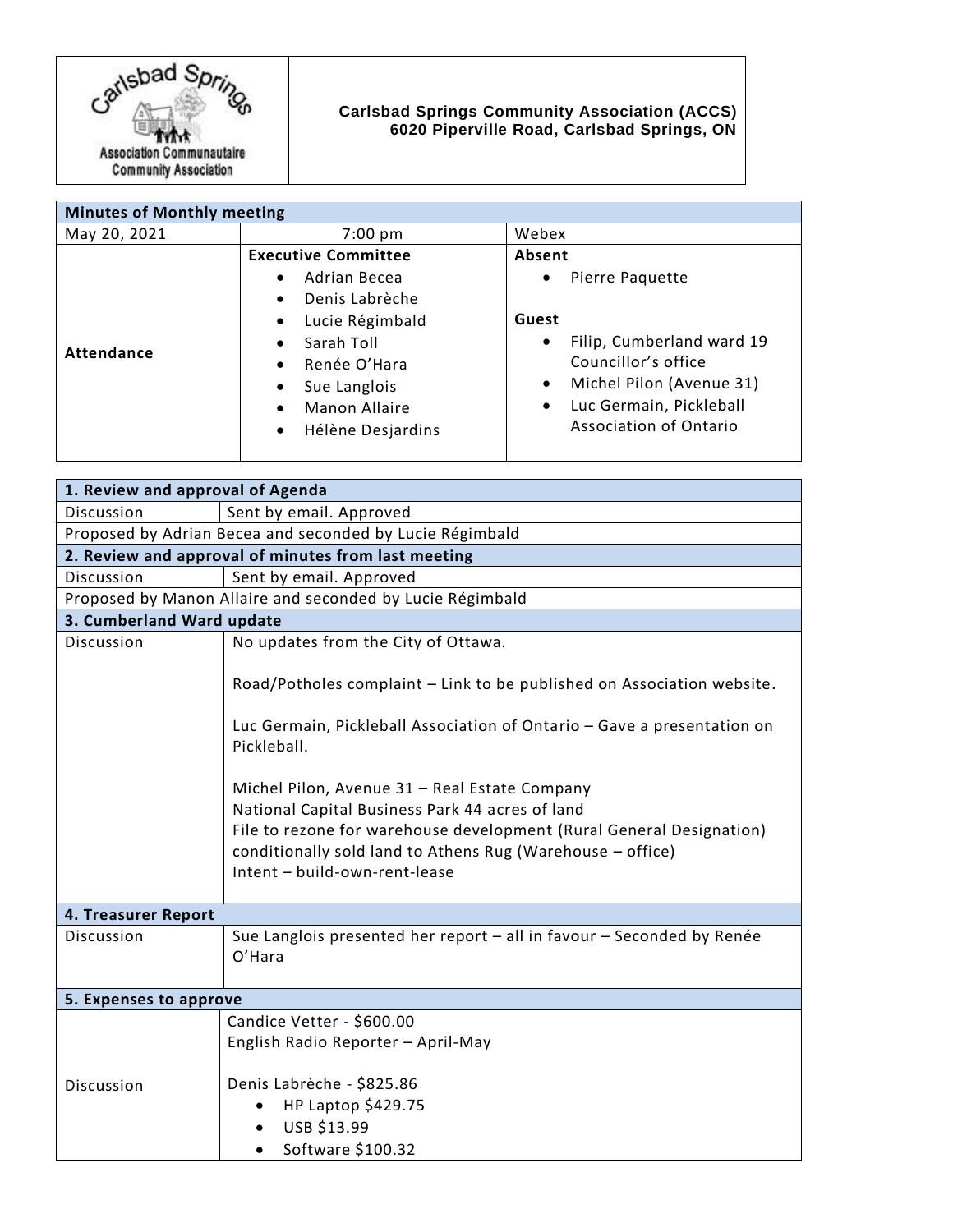Carlsbad Springs Association Communautaire Community Association

**Carlsbad Springs Community Association (ACCS)**
**6020 Piperville Road, Carlsbad Springs, ON**

| **Minutes of Monthly meeting** | | |
|---|---|---|
| May 20, 2021 | 7:00 pm | Webex |
| **Attendance** | **Executive Committee**<br>• Adrian Becea<br>• Denis Labrèche<br>• Lucie Régimbald<br>• Sarah Toll<br>• Renée O'Hara<br>• Sue Langlois<br>• Manon Allaire<br>• Hélène Desjardins | **Absent**<br>• Pierre Paquette<br><br>**Guest**<br>• Filip, Cumberland ward 19 Councillor's office<br>• Michel Pilon (Avenue 31)<br>• Luc Germain, Pickleball Association of Ontario |

| **1. Review and approval of Agenda** | |
|---|---|
| Discussion | Sent by email. Approved |
| Proposed by Adrian Becea and seconded by Lucie Régimbald | |
| **2. Review and approval of minutes from last meeting** | |
| Discussion | Sent by email. Approved |
| Proposed by Manon Allaire and seconded by Lucie Régimbald | |
| **3. Cumberland Ward update** | |
| Discussion | No updates from the City of Ottawa.<br><br>Road/Potholes complaint – Link to be published on Association website.<br><br>Luc Germain, Pickleball Association of Ontario – Gave a presentation on Pickleball.<br><br>Michel Pilon, Avenue 31 – Real Estate Company<br>National Capital Business Park 44 acres of land<br>File to rezone for warehouse development (Rural General Designation)<br>conditionally sold land to Athens Rug (Warehouse – office)<br>Intent – build-own-rent-lease |
| **4. Treasurer Report** | |
| Discussion | Sue Langlois presented her report – all in favour – Seconded by Renée O'Hara |
| **5. Expenses to approve** | |
| Discussion | Candice Vetter - $600.00<br>English Radio Reporter – April-May<br><br>Denis Labrèche - $825.86<br>• HP Laptop $429.75<br>• USB $13.99<br>• Software $100.32 |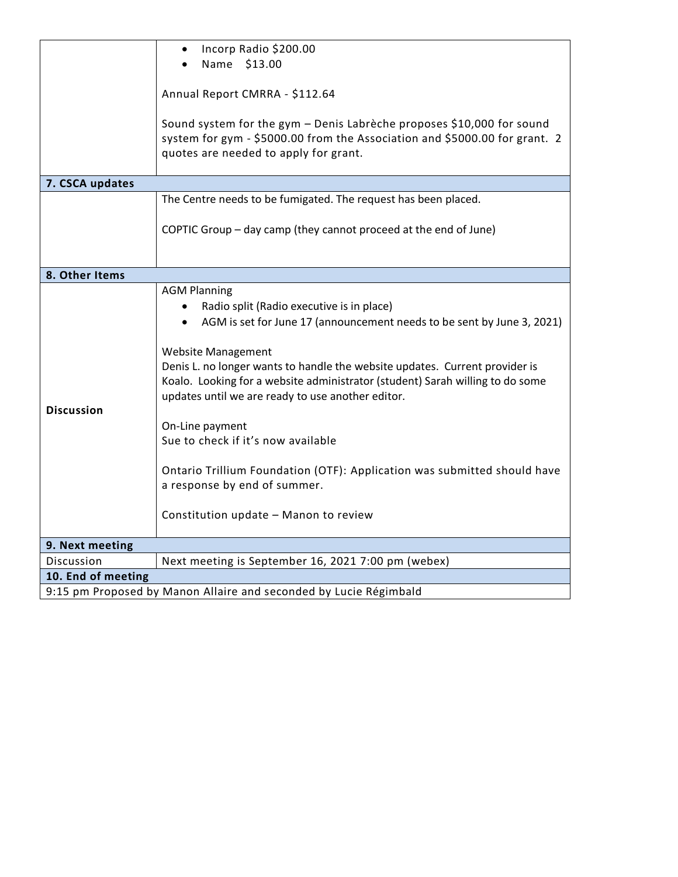| | |
|---|---|
| | • Incorp Radio \$200.00<br>• Name \$13.00<br><br>Annual Report CMRRA - \$112.64<br><br>Sound system for the gym – Denis Labrèche proposes \$10,000 for sound system for gym - \$5000.00 from the Association and \$5000.00 for grant. 2 quotes are needed to apply for grant. |
| **7. CSCA updates** | |
| | The Centre needs to be fumigated. The request has been placed.<br><br>COPTIC Group – day camp (they cannot proceed at the end of June) |
| **8. Other Items** | |
| **Discussion** | AGM Planning<br>• Radio split (Radio executive is in place)<br>• AGM is set for June 17 (announcement needs to be sent by June 3, 2021)<br><br>Website Management<br>Denis L. no longer wants to handle the website updates. Current provider is Koalo. Looking for a website administrator (student) Sarah willing to do some updates until we are ready to use another editor.<br><br>On-Line payment<br>Sue to check if it's now available<br><br>Ontario Trillium Foundation (OTF): Application was submitted should have a response by end of summer.<br><br>Constitution update – Manon to review |
| **9. Next meeting** | |
| Discussion | Next meeting is September 16, 2021 7:00 pm (webex) |
| **10. End of meeting** | |
| 9:15 pm Proposed by Manon Allaire and seconded by Lucie Régimbald | |